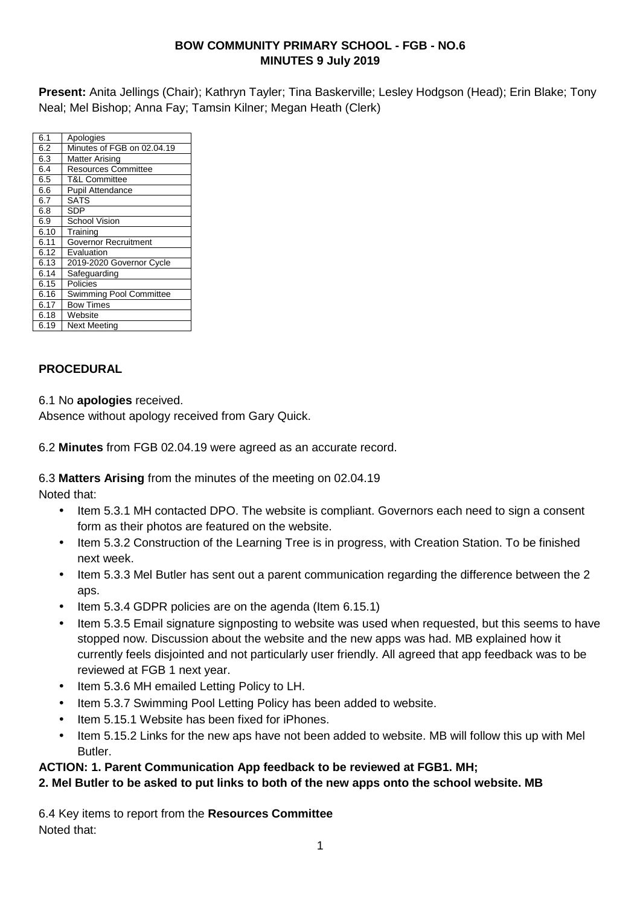**BOW COMMUNITY PRIMARY SCHOOL - FGB - NO.6**
**MINUTES 9 July 2019**

**Present:** Anita Jellings (Chair); Kathryn Tayler; Tina Baskerville; Lesley Hodgson (Head); Erin Blake; Tony Neal; Mel Bishop; Anna Fay; Tamsin Kilner; Megan Heath (Clerk)

| | |
|---|---|
| 6.1 | Apologies |
| 6.2 | Minutes of FGB on 02.04.19 |
| 6.3 | Matter Arising |
| 6.4 | Resources Committee |
| 6.5 | T&L Committee |
| 6.6 | Pupil Attendance |
| 6.7 | SATS |
| 6.8 | SDP |
| 6.9 | School Vision |
| 6.10 | Training |
| 6.11 | Governor Recruitment |
| 6.12 | Evaluation |
| 6.13 | 2019-2020 Governor Cycle |
| 6.14 | Safeguarding |
| 6.15 | Policies |
| 6.16 | Swimming Pool Committee |
| 6.17 | Bow Times |
| 6.18 | Website |
| 6.19 | Next Meeting |

**PROCEDURAL**

6.1 No **apologies** received.
Absence without apology received from Gary Quick.

6.2 **Minutes** from FGB 02.04.19 were agreed as an accurate record.

6.3 **Matters Arising** from the minutes of the meeting on 02.04.19
Noted that:

- Item 5.3.1 MH contacted DPO. The website is compliant. Governors each need to sign a consent form as their photos are featured on the website.
- Item 5.3.2 Construction of the Learning Tree is in progress, with Creation Station. To be finished next week.
- Item 5.3.3 Mel Butler has sent out a parent communication regarding the difference between the 2 aps.
- Item 5.3.4 GDPR policies are on the agenda (Item 6.15.1)
- Item 5.3.5 Email signature signposting to website was used when requested, but this seems to have stopped now. Discussion about the website and the new apps was had. MB explained how it currently feels disjointed and not particularly user friendly. All agreed that app feedback was to be reviewed at FGB 1 next year.
- Item 5.3.6 MH emailed Letting Policy to LH.
- Item 5.3.7 Swimming Pool Letting Policy has been added to website.
- Item 5.15.1 Website has been fixed for iPhones.
- Item 5.15.2 Links for the new aps have not been added to website. MB will follow this up with Mel Butler.

**ACTION: 1. Parent Communication App feedback to be reviewed at FGB1. MH;**
**2. Mel Butler to be asked to put links to both of the new apps onto the school website. MB**

6.4 Key items to report from the **Resources Committee**
Noted that: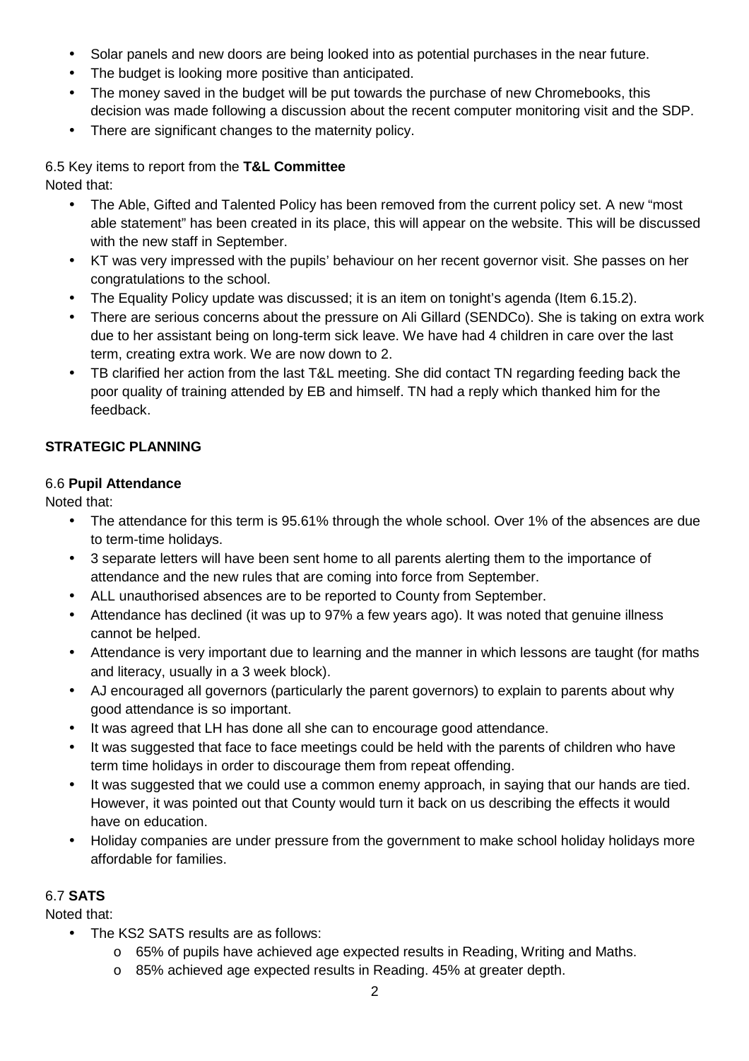- Solar panels and new doors are being looked into as potential purchases in the near future.
- The budget is looking more positive than anticipated.
- The money saved in the budget will be put towards the purchase of new Chromebooks, this decision was made following a discussion about the recent computer monitoring visit and the SDP.
- There are significant changes to the maternity policy.

6.5 Key items to report from the **T&L Committee**

Noted that:

- The Able, Gifted and Talented Policy has been removed from the current policy set. A new "most able statement" has been created in its place, this will appear on the website. This will be discussed with the new staff in September.
- KT was very impressed with the pupils' behaviour on her recent governor visit. She passes on her congratulations to the school.
- The Equality Policy update was discussed; it is an item on tonight's agenda (Item 6.15.2).
- There are serious concerns about the pressure on Ali Gillard (SENDCo). She is taking on extra work due to her assistant being on long-term sick leave. We have had 4 children in care over the last term, creating extra work. We are now down to 2.
- TB clarified her action from the last T&L meeting. She did contact TN regarding feeding back the poor quality of training attended by EB and himself. TN had a reply which thanked him for the feedback.

**STRATEGIC PLANNING**

6.6 **Pupil Attendance**

Noted that:

- The attendance for this term is 95.61% through the whole school. Over 1% of the absences are due to term-time holidays.
- 3 separate letters will have been sent home to all parents alerting them to the importance of attendance and the new rules that are coming into force from September.
- ALL unauthorised absences are to be reported to County from September.
- Attendance has declined (it was up to 97% a few years ago). It was noted that genuine illness cannot be helped.
- Attendance is very important due to learning and the manner in which lessons are taught (for maths and literacy, usually in a 3 week block).
- AJ encouraged all governors (particularly the parent governors) to explain to parents about why good attendance is so important.
- It was agreed that LH has done all she can to encourage good attendance.
- It was suggested that face to face meetings could be held with the parents of children who have term time holidays in order to discourage them from repeat offending.
- It was suggested that we could use a common enemy approach, in saying that our hands are tied. However, it was pointed out that County would turn it back on us describing the effects it would have on education.
- Holiday companies are under pressure from the government to make school holiday holidays more affordable for families.

6.7 **SATS**

Noted that:

- The KS2 SATS results are as follows:
  - 65% of pupils have achieved age expected results in Reading, Writing and Maths.
  - 85% achieved age expected results in Reading. 45% at greater depth.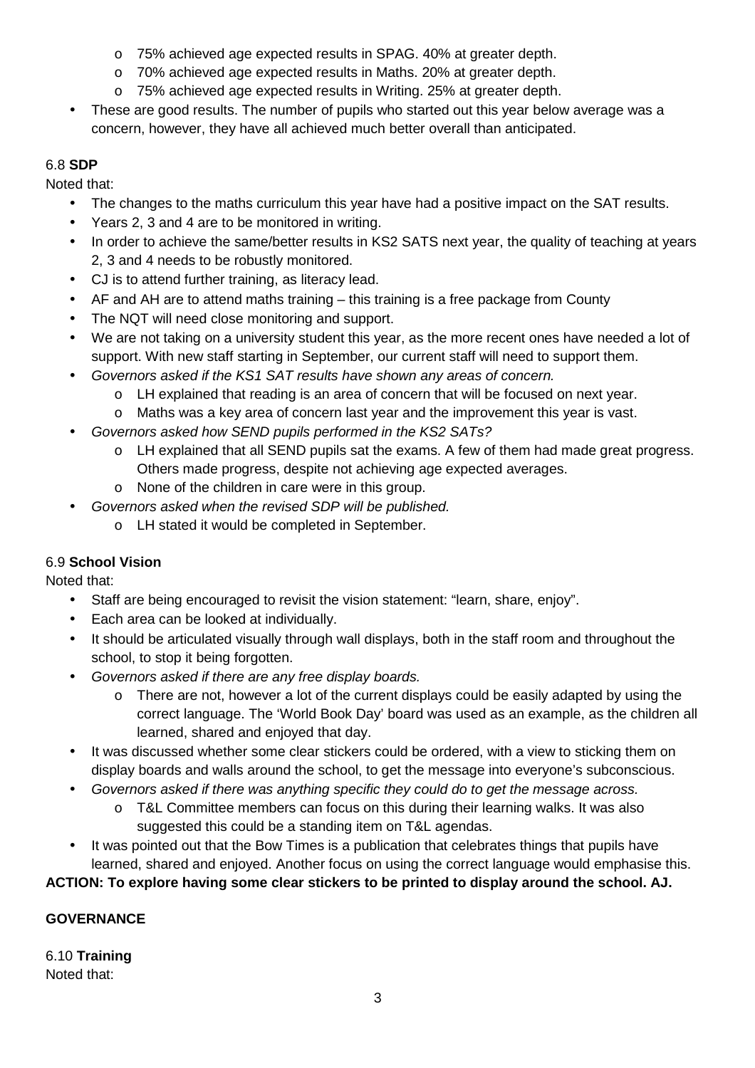- 75% achieved age expected results in SPAG. 40% at greater depth.
    - 70% achieved age expected results in Maths. 20% at greater depth.
    - 75% achieved age expected results in Writing. 25% at greater depth.
- These are good results. The number of pupils who started out this year below average was a concern, however, they have all achieved much better overall than anticipated.

6.8 **SDP**

Noted that:

- The changes to the maths curriculum this year have had a positive impact on the SAT results.
- Years 2, 3 and 4 are to be monitored in writing.
- In order to achieve the same/better results in KS2 SATS next year, the quality of teaching at years 2, 3 and 4 needs to be robustly monitored.
- CJ is to attend further training, as literacy lead.
- AF and AH are to attend maths training – this training is a free package from County
- The NQT will need close monitoring and support.
- We are not taking on a university student this year, as the more recent ones have needed a lot of support. With new staff starting in September, our current staff will need to support them.
- *Governors asked if the KS1 SAT results have shown any areas of concern.*
    - LH explained that reading is an area of concern that will be focused on next year.
    - Maths was a key area of concern last year and the improvement this year is vast.
- *Governors asked how SEND pupils performed in the KS2 SATs?*
    - LH explained that all SEND pupils sat the exams. A few of them had made great progress. Others made progress, despite not achieving age expected averages.
    - None of the children in care were in this group.
- *Governors asked when the revised SDP will be published.*
    - LH stated it would be completed in September.

6.9 **School Vision**

Noted that:

- Staff are being encouraged to revisit the vision statement: "learn, share, enjoy".
- Each area can be looked at individually.
- It should be articulated visually through wall displays, both in the staff room and throughout the school, to stop it being forgotten.
- *Governors asked if there are any free display boards.*
    - There are not, however a lot of the current displays could be easily adapted by using the correct language. The 'World Book Day' board was used as an example, as the children all learned, shared and enjoyed that day.
- It was discussed whether some clear stickers could be ordered, with a view to sticking them on display boards and walls around the school, to get the message into everyone's subconscious.
- *Governors asked if there was anything specific they could do to get the message across.*
    - T&L Committee members can focus on this during their learning walks. It was also suggested this could be a standing item on T&L agendas.
- It was pointed out that the Bow Times is a publication that celebrates things that pupils have learned, shared and enjoyed. Another focus on using the correct language would emphasise this.

**ACTION: To explore having some clear stickers to be printed to display around the school. AJ.**

**GOVERNANCE**

6.10 **Training**

Noted that: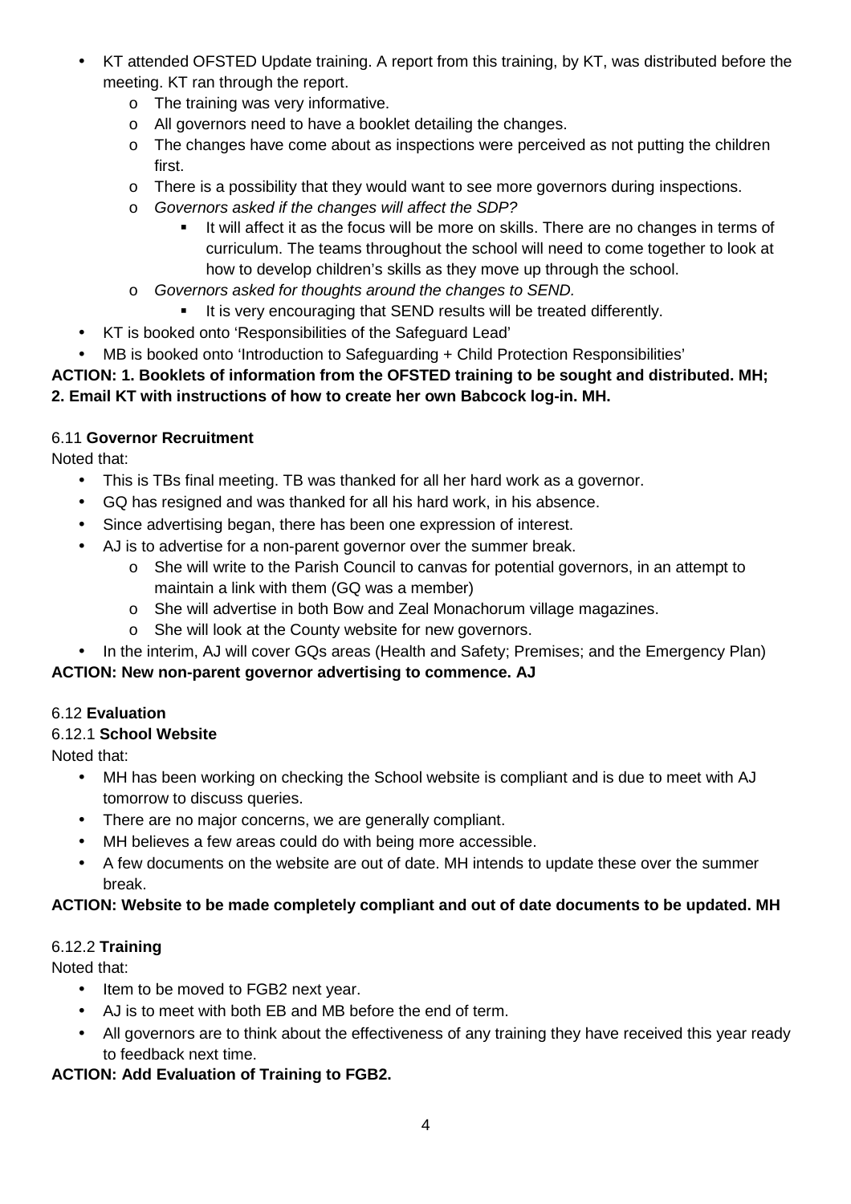- KT attended OFSTED Update training. A report from this training, by KT, was distributed before the meeting. KT ran through the report.
  - The training was very informative.
  - All governors need to have a booklet detailing the changes.
  - The changes have come about as inspections were perceived as not putting the children first.
  - There is a possibility that they would want to see more governors during inspections.
  - *Governors asked if the changes will affect the SDP?*
    - It will affect it as the focus will be more on skills. There are no changes in terms of curriculum. The teams throughout the school will need to come together to look at how to develop children's skills as they move up through the school.
  - *Governors asked for thoughts around the changes to SEND.*
    - It is very encouraging that SEND results will be treated differently.
- KT is booked onto 'Responsibilities of the Safeguard Lead'
- MB is booked onto 'Introduction to Safeguarding + Child Protection Responsibilities'

**ACTION: 1. Booklets of information from the OFSTED training to be sought and distributed. MH; 2. Email KT with instructions of how to create her own Babcock log-in. MH.**

6.11 **Governor Recruitment**

Noted that:

- This is TBs final meeting. TB was thanked for all her hard work as a governor.
- GQ has resigned and was thanked for all his hard work, in his absence.
- Since advertising began, there has been one expression of interest.
- AJ is to advertise for a non-parent governor over the summer break.
  - She will write to the Parish Council to canvas for potential governors, in an attempt to maintain a link with them (GQ was a member)
  - She will advertise in both Bow and Zeal Monachorum village magazines.
  - She will look at the County website for new governors.
- In the interim, AJ will cover GQs areas (Health and Safety; Premises; and the Emergency Plan)

**ACTION: New non-parent governor advertising to commence. AJ**

6.12 **Evaluation**

6.12.1 **School Website**

Noted that:

- MH has been working on checking the School website is compliant and is due to meet with AJ tomorrow to discuss queries.
- There are no major concerns, we are generally compliant.
- MH believes a few areas could do with being more accessible.
- A few documents on the website are out of date. MH intends to update these over the summer break.

**ACTION: Website to be made completely compliant and out of date documents to be updated. MH**

6.12.2 **Training**

Noted that:

- Item to be moved to FGB2 next year.
- AJ is to meet with both EB and MB before the end of term.
- All governors are to think about the effectiveness of any training they have received this year ready to feedback next time.

**ACTION: Add Evaluation of Training to FGB2.**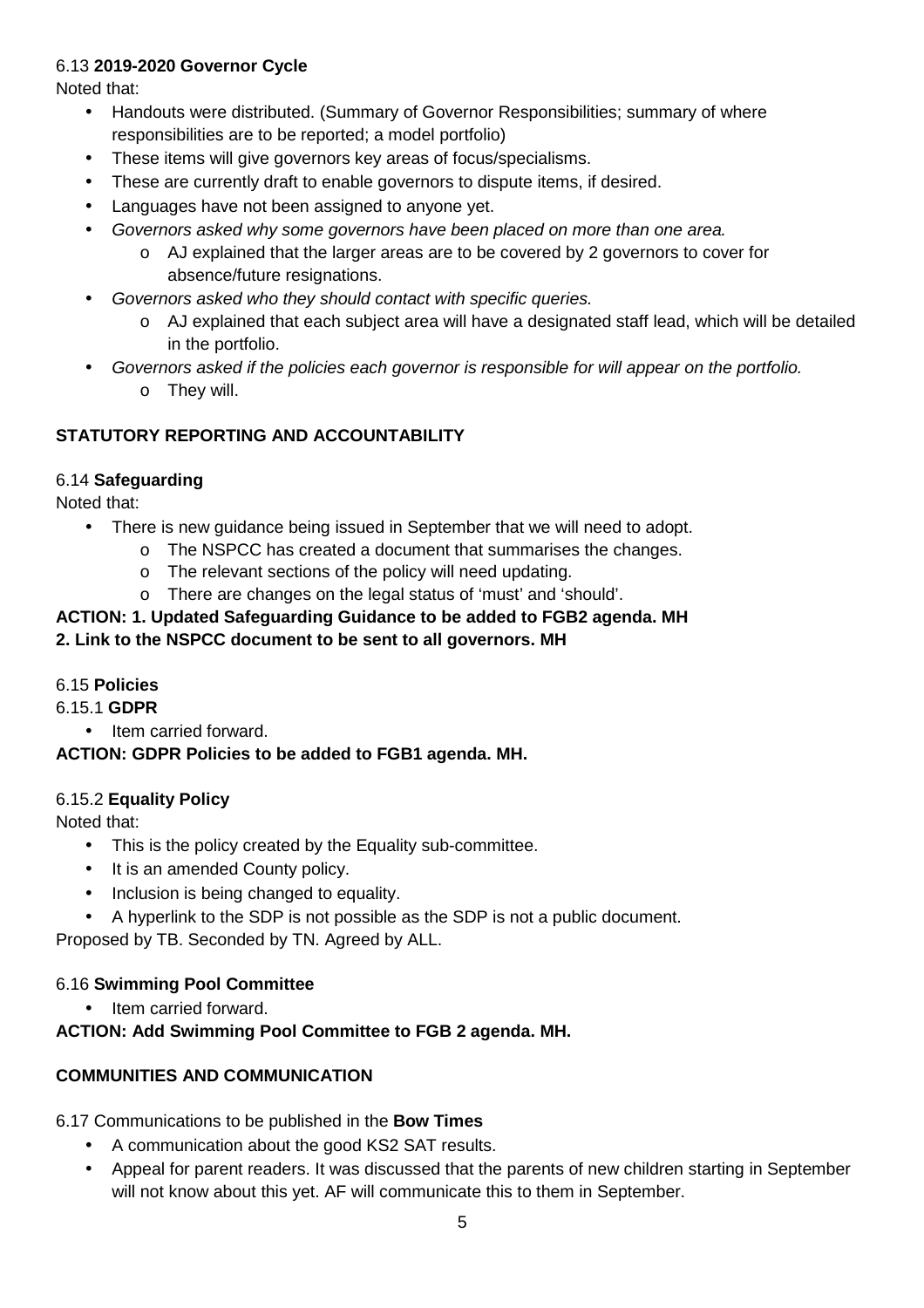6.13 **2019-2020 Governor Cycle**

Noted that:

- Handouts were distributed. (Summary of Governor Responsibilities; summary of where responsibilities are to be reported; a model portfolio)
- These items will give governors key areas of focus/specialisms.
- These are currently draft to enable governors to dispute items, if desired.
- Languages have not been assigned to anyone yet.
- *Governors asked why some governors have been placed on more than one area.*
    - AJ explained that the larger areas are to be covered by 2 governors to cover for absence/future resignations.
- *Governors asked who they should contact with specific queries.*
    - AJ explained that each subject area will have a designated staff lead, which will be detailed in the portfolio.
- *Governors asked if the policies each governor is responsible for will appear on the portfolio.*
    - They will.

**STATUTORY REPORTING AND ACCOUNTABILITY**

6.14 **Safeguarding**

Noted that:

- There is new guidance being issued in September that we will need to adopt.
    - The NSPCC has created a document that summarises the changes.
    - The relevant sections of the policy will need updating.
    - There are changes on the legal status of 'must' and 'should'.

**ACTION: 1. Updated Safeguarding Guidance to be added to FGB2 agenda. MH**
**2. Link to the NSPCC document to be sent to all governors. MH**

6.15 **Policies**

6.15.1 **GDPR**

- Item carried forward.

**ACTION: GDPR Policies to be added to FGB1 agenda. MH.**

6.15.2 **Equality Policy**

Noted that:

- This is the policy created by the Equality sub-committee.
- It is an amended County policy.
- Inclusion is being changed to equality.
- A hyperlink to the SDP is not possible as the SDP is not a public document.

Proposed by TB. Seconded by TN. Agreed by ALL.

6.16 **Swimming Pool Committee**

- Item carried forward.

**ACTION: Add Swimming Pool Committee to FGB 2 agenda. MH.**

**COMMUNITIES AND COMMUNICATION**

6.17 Communications to be published in the **Bow Times**

- A communication about the good KS2 SAT results.
- Appeal for parent readers. It was discussed that the parents of new children starting in September will not know about this yet. AF will communicate this to them in September.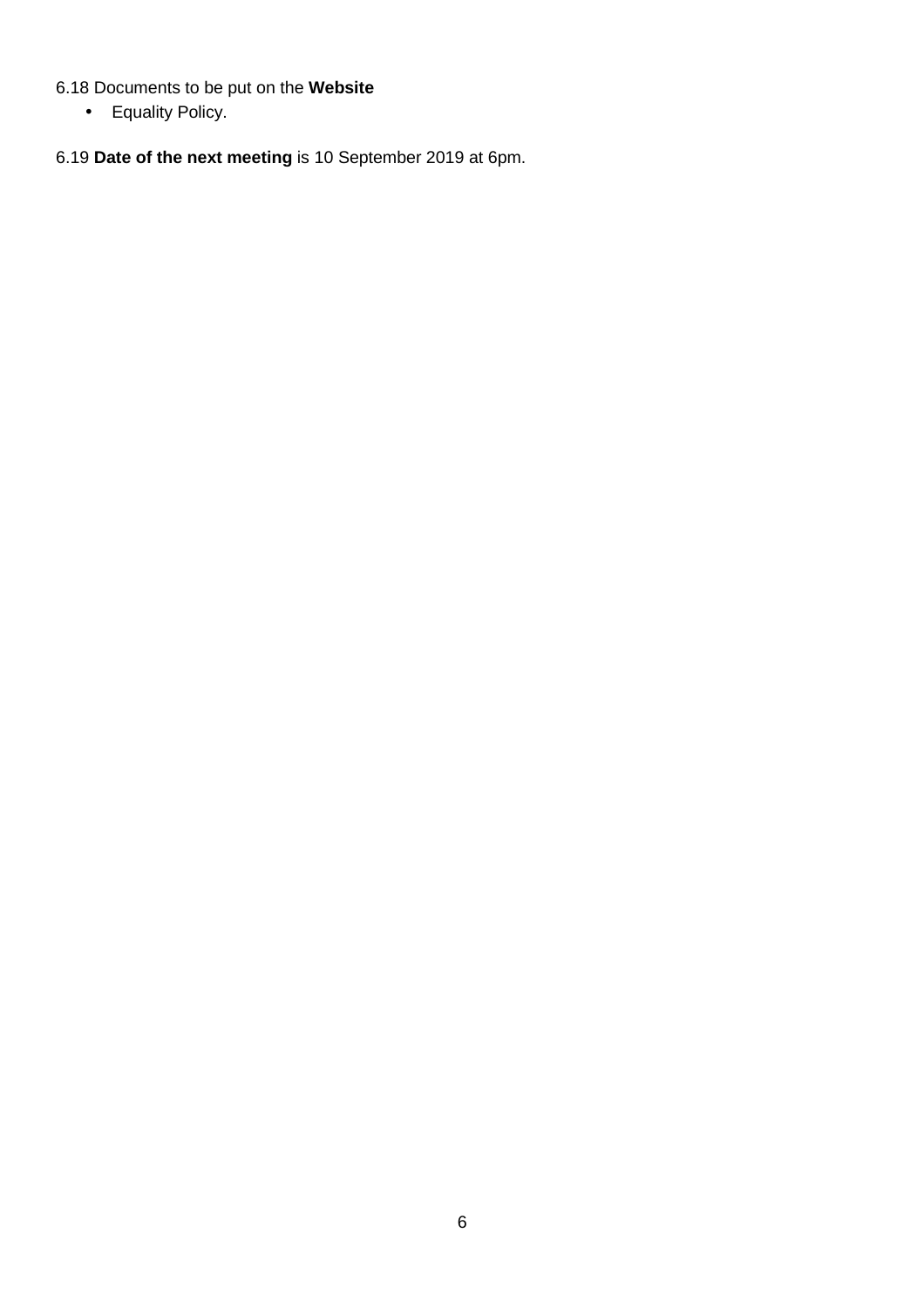6.18 Documents to be put on the **Website**

- Equality Policy.

6.19 **Date of the next meeting** is 10 September 2019 at 6pm.